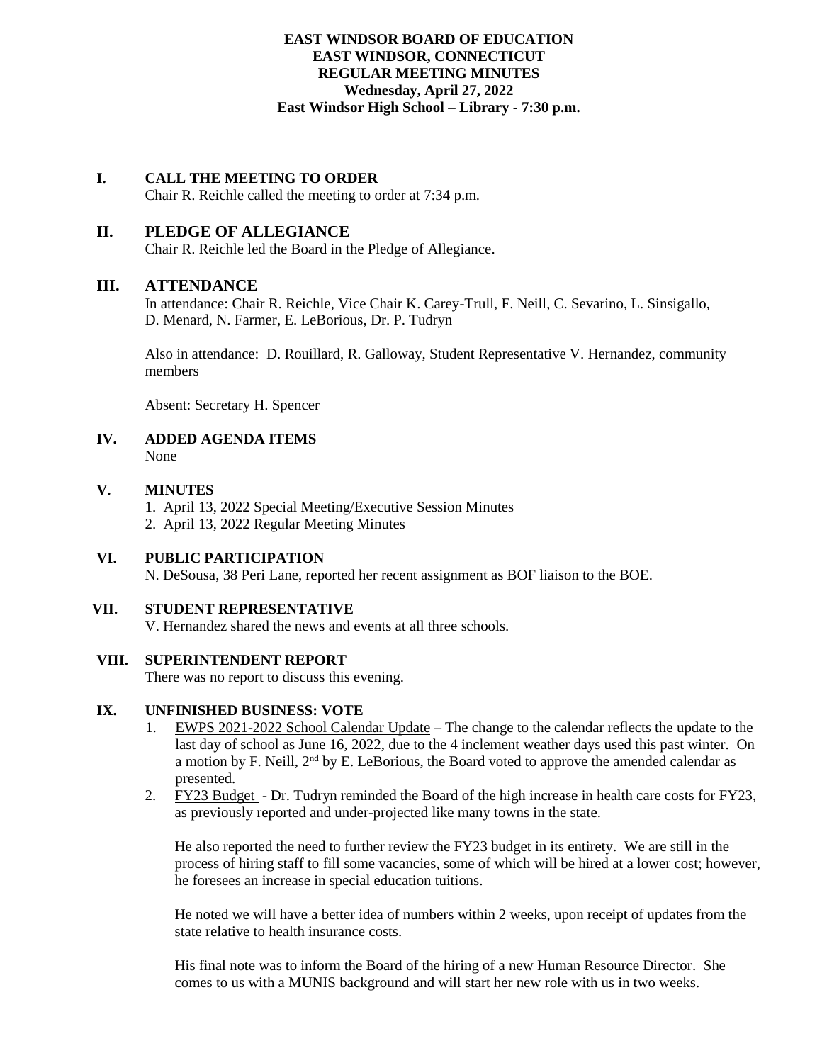**EAST WINDSOR BOARD OF EDUCATION**
**EAST WINDSOR, CONNECTICUT**
**REGULAR MEETING MINUTES**
**Wednesday, April 27, 2022**
**East Windsor High School – Library - 7:30 p.m.**

## I. CALL THE MEETING TO ORDER

Chair R. Reichle called the meeting to order at 7:34 p.m.

## II. PLEDGE OF ALLEGIANCE

Chair R. Reichle led the Board in the Pledge of Allegiance.

## III. ATTENDANCE

In attendance: Chair R. Reichle, Vice Chair K. Carey-Trull, F. Neill, C. Sevarino, L. Sinsigallo, D. Menard, N. Farmer, E. LeBorious, Dr. P. Tudryn

Also in attendance: D. Rouillard, R. Galloway, Student Representative V. Hernandez, community members

Absent: Secretary H. Spencer

## IV. ADDED AGENDA ITEMS

None

## V. MINUTES

1. April 13, 2022 Special Meeting/Executive Session Minutes
2. April 13, 2022 Regular Meeting Minutes

## VI. PUBLIC PARTICIPATION

N. DeSousa, 38 Peri Lane, reported her recent assignment as BOF liaison to the BOE.

## VII. STUDENT REPRESENTATIVE

V. Hernandez shared the news and events at all three schools.

## VIII. SUPERINTENDENT REPORT

There was no report to discuss this evening.

## IX. UNFINISHED BUSINESS: VOTE

1. EWPS 2021-2022 School Calendar Update – The change to the calendar reflects the update to the last day of school as June 16, 2022, due to the 4 inclement weather days used this past winter. On a motion by F. Neill, 2nd by E. LeBorious, the Board voted to approve the amended calendar as presented.
2. FY23 Budget - Dr. Tudryn reminded the Board of the high increase in health care costs for FY23, as previously reported and under-projected like many towns in the state.

   He also reported the need to further review the FY23 budget in its entirety. We are still in the process of hiring staff to fill some vacancies, some of which will be hired at a lower cost; however, he foresees an increase in special education tuitions.

   He noted we will have a better idea of numbers within 2 weeks, upon receipt of updates from the state relative to health insurance costs.

   His final note was to inform the Board of the hiring of a new Human Resource Director. She comes to us with a MUNIS background and will start her new role with us in two weeks.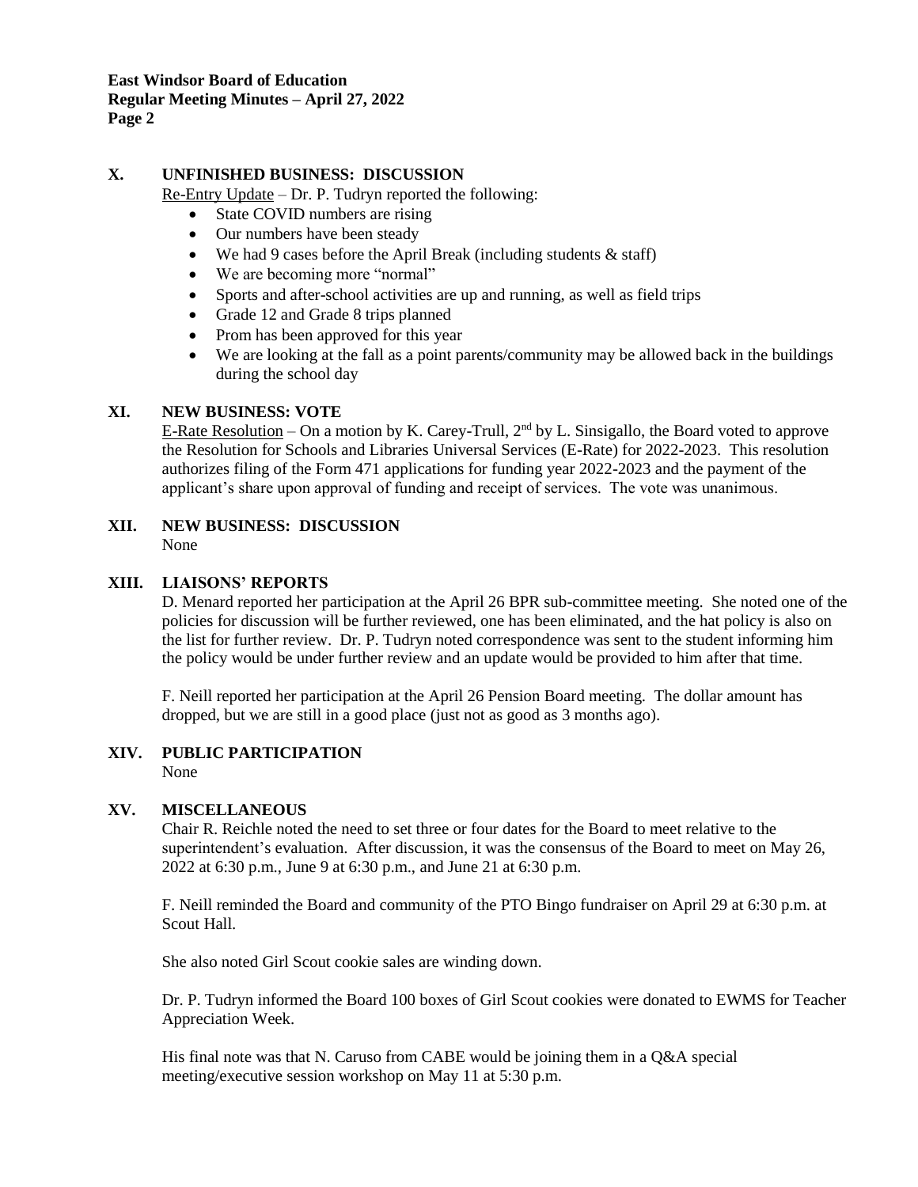## X. UNFINISHED BUSINESS: DISCUSSION

Re-Entry Update – Dr. P. Tudryn reported the following:

- State COVID numbers are rising
- Our numbers have been steady
- We had 9 cases before the April Break (including students & staff)
- We are becoming more "normal"
- Sports and after-school activities are up and running, as well as field trips
- Grade 12 and Grade 8 trips planned
- Prom has been approved for this year
- We are looking at the fall as a point parents/community may be allowed back in the buildings during the school day

## XI. NEW BUSINESS: VOTE

E-Rate Resolution – On a motion by K. Carey-Trull, 2nd by L. Sinsigallo, the Board voted to approve the Resolution for Schools and Libraries Universal Services (E-Rate) for 2022-2023. This resolution authorizes filing of the Form 471 applications for funding year 2022-2023 and the payment of the applicant's share upon approval of funding and receipt of services. The vote was unanimous.

## XII. NEW BUSINESS: DISCUSSION

None

## XIII. LIAISONS' REPORTS

D. Menard reported her participation at the April 26 BPR sub-committee meeting. She noted one of the policies for discussion will be further reviewed, one has been eliminated, and the hat policy is also on the list for further review. Dr. P. Tudryn noted correspondence was sent to the student informing him the policy would be under further review and an update would be provided to him after that time.

F. Neill reported her participation at the April 26 Pension Board meeting. The dollar amount has dropped, but we are still in a good place (just not as good as 3 months ago).

## XIV. PUBLIC PARTICIPATION

None

## XV. MISCELLANEOUS

Chair R. Reichle noted the need to set three or four dates for the Board to meet relative to the superintendent's evaluation. After discussion, it was the consensus of the Board to meet on May 26, 2022 at 6:30 p.m., June 9 at 6:30 p.m., and June 21 at 6:30 p.m.

F. Neill reminded the Board and community of the PTO Bingo fundraiser on April 29 at 6:30 p.m. at Scout Hall.

She also noted Girl Scout cookie sales are winding down.

Dr. P. Tudryn informed the Board 100 boxes of Girl Scout cookies were donated to EWMS for Teacher Appreciation Week.

His final note was that N. Caruso from CABE would be joining them in a Q&A special meeting/executive session workshop on May 11 at 5:30 p.m.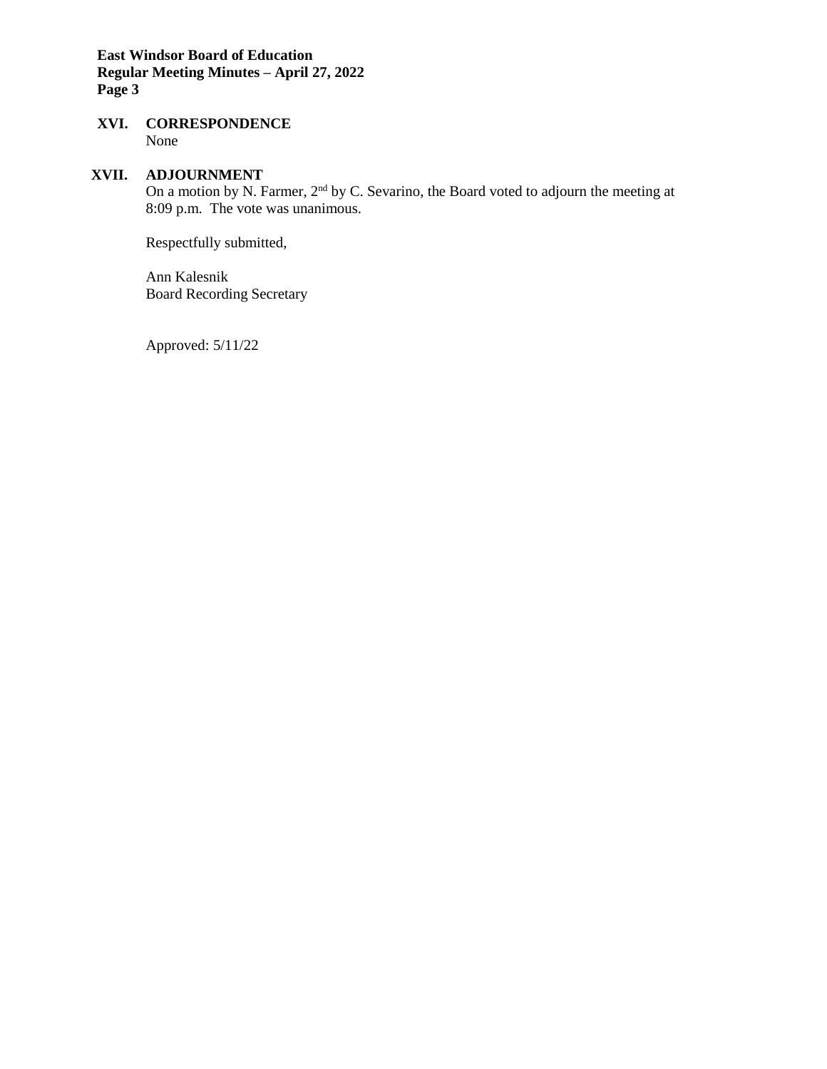## XVI. CORRESPONDENCE

None

## XVII. ADJOURNMENT

On a motion by N. Farmer, 2nd by C. Sevarino, the Board voted to adjourn the meeting at 8:09 p.m. The vote was unanimous.

Respectfully submitted,

Ann Kalesnik
Board Recording Secretary

Approved: 5/11/22